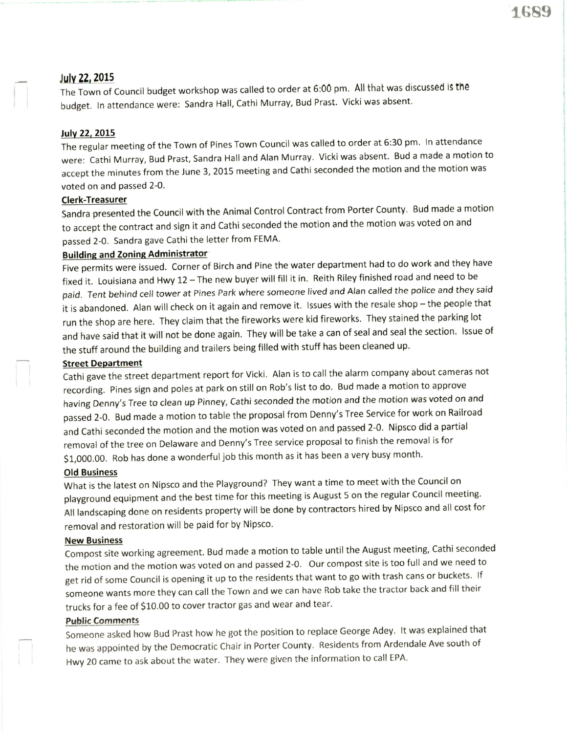## July 22, 2015

The Town of Council budget workshop was called to order at 6:00 pm. All that was discussed is the budget. In attendance were: Sandra Hall, Cathi Murray, Bud Prast. Vicki was absent.

## July 22, 2015

The regular meeting of the Town of Pines Town Council was called to order at 6:30 pm. In attendance were: Cathi Murray, Bud Prast, Sandra Hall and Alan Murray. Vicki was absent. Bud a made a motion to accept the minutes from the June 3, 2015 meeting and Cathi seconded the motion and the motion was voted on and passed 2-0.

### Clerk-Treasurer

Sandra presented the Council with the Animal Control Contract from Porter County. Bud made a motion to accept the contract and sign it and Cathi seconded the motion and the motion was voted on and passed 2-0. Sandra gave Cathi the letter from FEMA.

### Building and Zoning Administrator

Five permits were issued. Corner of Birch and Pine the water department had to do work and they have fixed it. Louisiana and Hwy 12 – The new buyer will fill it in. Reith Riley finished road and need to be paid. Tent behind cell tower at Pines Park where someone lived and Alan called the police and they said it is abandoned. Alan will check on it again and remove it. Issues with the resale shop – the people that run the shop are here. They claim that the fireworks were kid fireworks. They stained the parking lot and have said that it will not be done again. They will be take a can of seal and seal the section. Issue of the stuff around the building and trailers being filled with stuff has been cleaned up.

### Street Department

Cathi gave the street department report for Vicki. Alan is to call the alarm company about cameras not recording. Pines sign and poles at park on still on Rob's list to do. Bud made a motion to approve having Denny's Tree to clean up Pinney, Cathi seconded the motion and the motion was voted on and passed 2-0. Bud made a motion to table the proposal from Denny's Tree Service for work on Railroad and Cathi seconded the motion and the motion was voted on and passed 2-0. Nipsco did a partial removal of the tree on Delaware and Denny's Tree service proposal to finish the removal is for $1,000.00. Rob has done a wonderful job this month as it has been a very busy month.

### Old Business

What is the latest on Nipsco and the Playground? They want a time to meet with the Council on playground equipment and the best time for this meeting is August 5 on the regular Council meeting. All landscaping done on residents property will be done by contractors hired by Nipsco and all cost for removal and restoration will be paid for by Nipsco.

### New Business

Compost site working agreement. Bud made a motion to table until the August meeting, Cathi seconded the motion and the motion was voted on and passed 2-0. Our compost site is too full and we need to get rid of some Council is opening it up to the residents that want to go with trash cans or buckets. If someone wants more they can call the Town and we can have Rob take the tractor back and fill their trucks for a fee of $10.00 to cover tractor gas and wear and tear.

### Public Comments

Someone asked how Bud Prast how he got the position to replace George Adey. It was explained that he was appointed by the Democratic Chair in Porter County. Residents from Ardendale Ave south of Hwy 20 came to ask about the water. They were given the information to call EPA.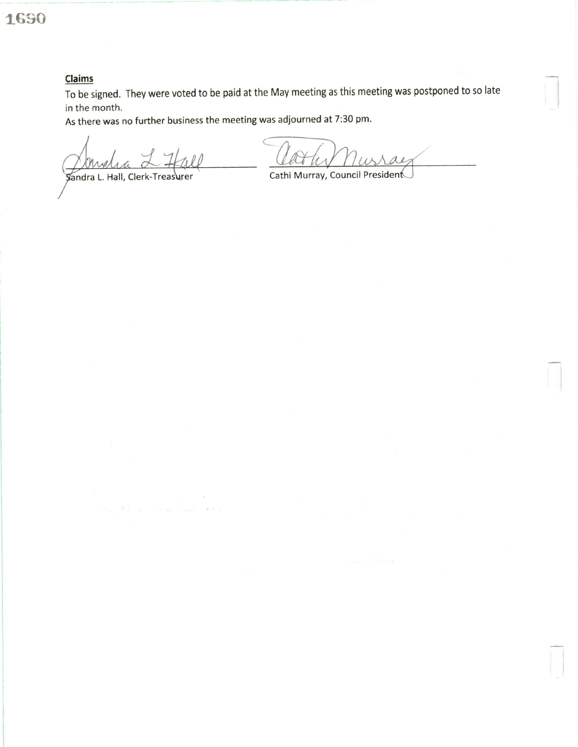**Claims**

To be signed. They were voted to be paid at the May meeting as this meeting was postponed to so late in the month.

As there was no further business the meeting was adjourned at 7:30 pm.

Sandra L. Hall, Clerk-Treasurer

Cathi Murray, Council President